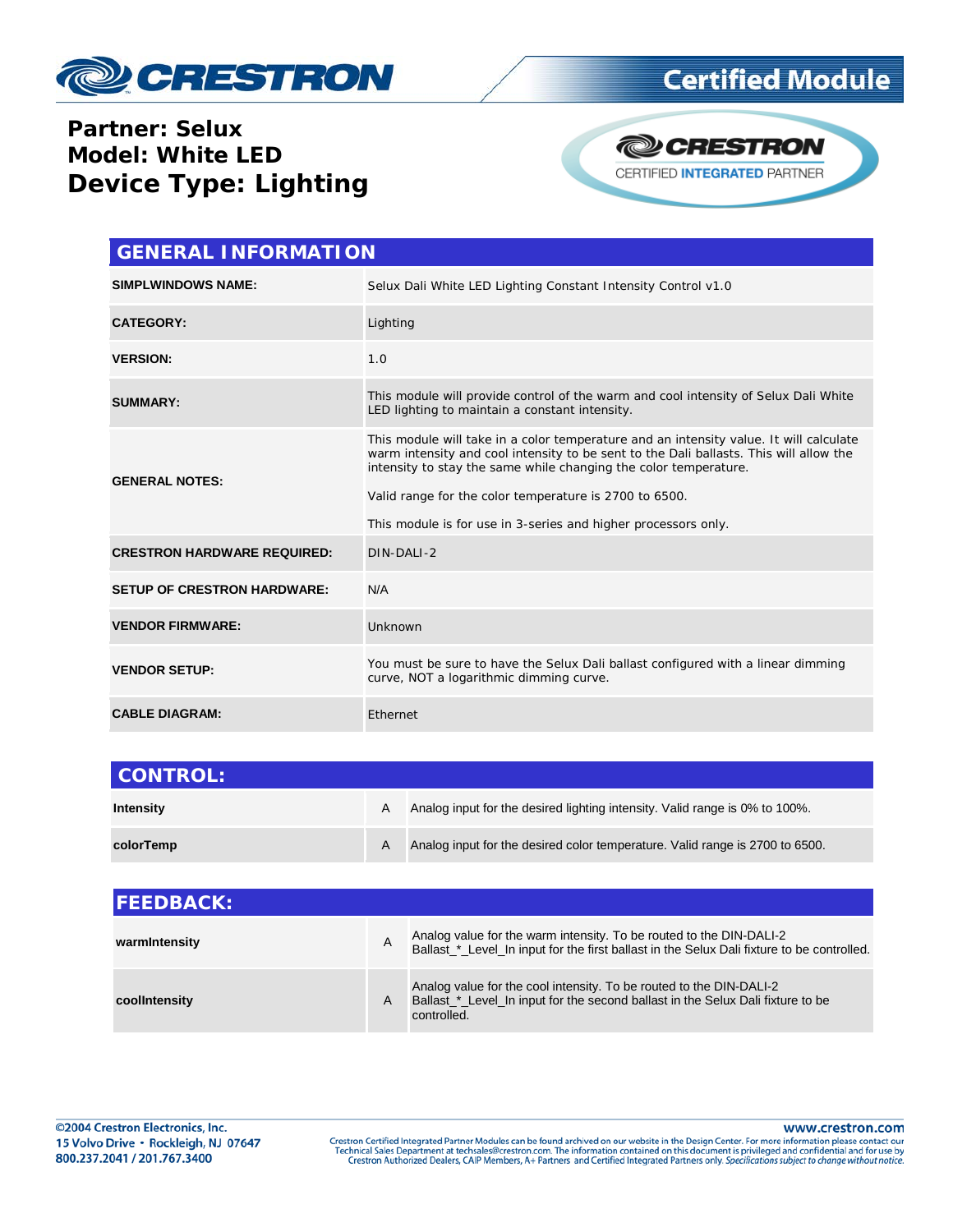# Certified Module

**Partner: Selux**
**Model: White LED**
**Device Type: Lighting**

CRESTRON CERTIFIED INTEGRATED PARTNER

## GENERAL INFORMATION

| | |
|---|---|
| **SIMPLWINDOWS NAME:** | Selux Dali White LED Lighting Constant Intensity Control v1.0 |
| **CATEGORY:** | Lighting |
| **VERSION:** | 1.0 |
| **SUMMARY:** | This module will provide control of the warm and cool intensity of Selux Dali White LED lighting to maintain a constant intensity. |
| **GENERAL NOTES:** | This module will take in a color temperature and an intensity value. It will calculate warm intensity and cool intensity to be sent to the Dali ballasts. This will allow the intensity to stay the same while changing the color temperature.<br><br>Valid range for the color temperature is 2700 to 6500.<br><br>This module is for use in 3-series and higher processors only. |
| **CRESTRON HARDWARE REQUIRED:** | DIN-DALI-2 |
| **SETUP OF CRESTRON HARDWARE:** | N/A |
| **VENDOR FIRMWARE:** | Unknown |
| **VENDOR SETUP:** | You must be sure to have the Selux Dali ballast configured with a linear dimming curve, NOT a logarithmic dimming curve. |
| **CABLE DIAGRAM:** | Ethernet |

## CONTROL:

| | | |
|---|---|---|
| **Intensity** | A | Analog input for the desired lighting intensity. Valid range is 0% to 100%. |
| **colorTemp** | A | Analog input for the desired color temperature. Valid range is 2700 to 6500. |

## FEEDBACK:

| | | |
|---|---|---|
| **warmIntensity** | A | Analog value for the warm intensity. To be routed to the DIN-DALI-2 Ballast_*_Level_In input for the first ballast in the Selux Dali fixture to be controlled. |
| **coolIntensity** | A | Analog value for the cool intensity. To be routed to the DIN-DALI-2 Ballast_*_Level_In input for the second ballast in the Selux Dali fixture to be controlled. |

©2004 Crestron Electronics, Inc.
15 Volvo Drive • Rockleigh, NJ 07647
800.237.2041 / 201.767.3400

www.crestron.com
Crestron Certified Integrated Partner Modules can be found archived on our website in the Design Center. For more information please contact our Technical Sales Department at techsales@crestron.com. The information contained on this document is privileged and confidential and for use by Crestron Authorized Dealers, CAIP Members, A+ Partners and Certified Integrated Partners only. *Specifications subject to change without notice.*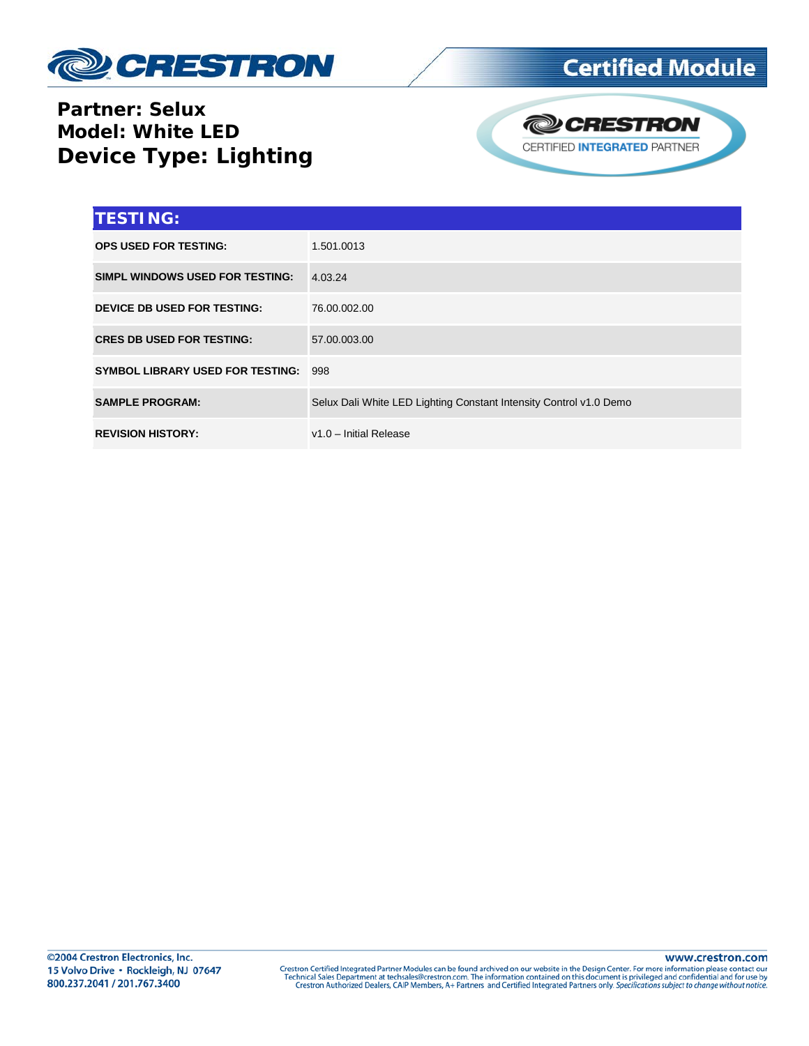**Partner: Selux**
**Model: White LED**
**Device Type: Lighting**

## TESTING:

| | |
|---|---|
| **OPS USED FOR TESTING:** | 1.501.0013 |
| **SIMPL WINDOWS USED FOR TESTING:** | 4.03.24 |
| **DEVICE DB USED FOR TESTING:** | 76.00.002.00 |
| **CRES DB USED FOR TESTING:** | 57.00.003.00 |
| **SYMBOL LIBRARY USED FOR TESTING:** | 998 |
| **SAMPLE PROGRAM:** | Selux Dali White LED Lighting Constant Intensity Control v1.0 Demo |
| **REVISION HISTORY:** | v1.0 – Initial Release |